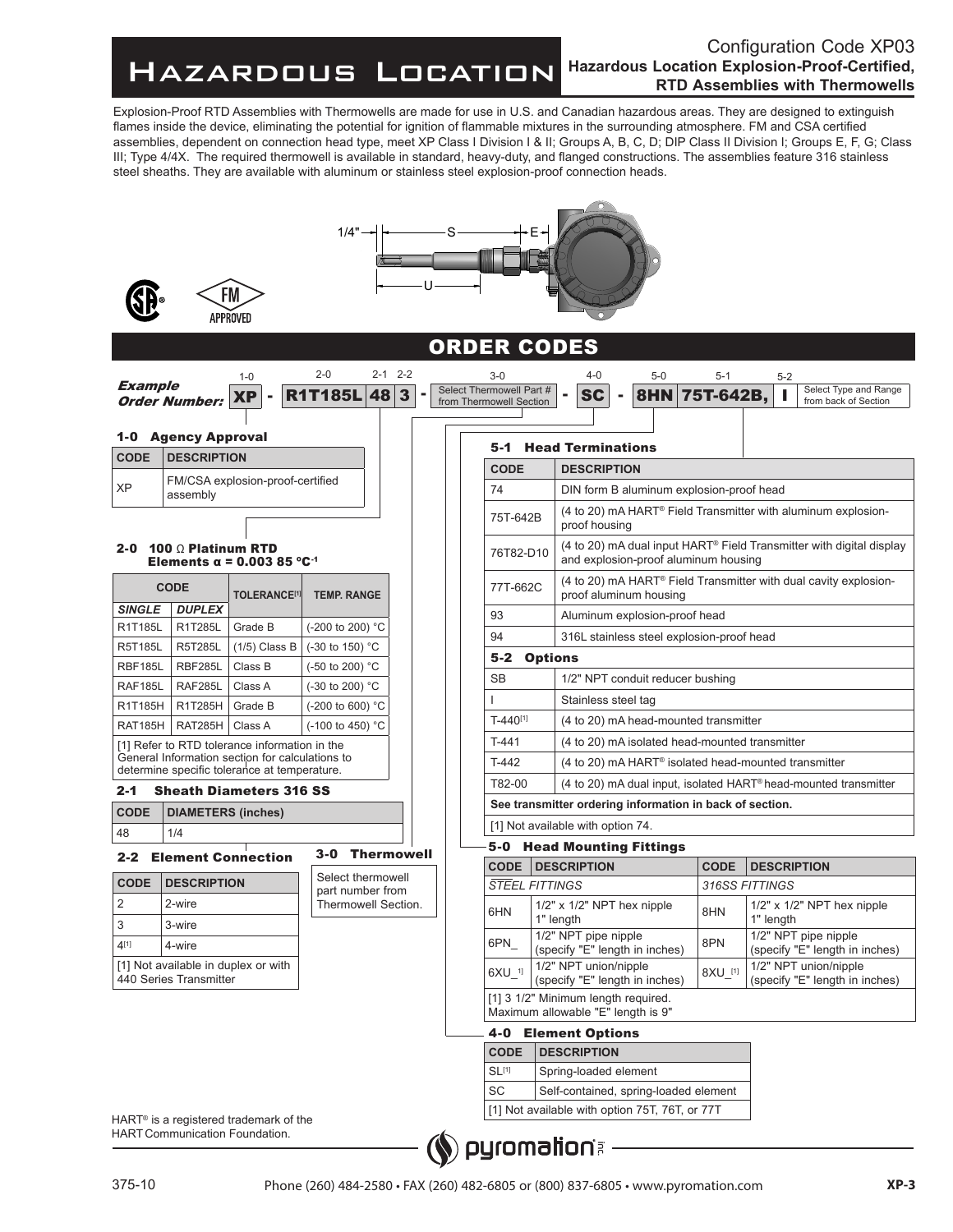# Hazardous Location

## Configuration Code XP03
**Hazardous Location Explosion-Proof-Certified, RTD Assemblies with Thermowells**

Explosion-Proof RTD Assemblies with Thermowells are made for use in U.S. and Canadian hazardous areas. They are designed to extinguish flames inside the device, eliminating the potential for ignition of flammable mixtures in the surrounding atmosphere. FM and CSA certified assemblies, dependent on connection head type, meet XP Class I Division I & II; Groups A, B, C, D; DIP Class II Division I; Groups E, F, G; Class III; Type 4/4X. The required thermowell is available in standard, heavy-duty, and flanged constructions. The assemblies feature 316 stainless steel sheaths. They are available with aluminum or stainless steel explosion-proof connection heads.

## ORDER CODES

**Example Order Number:** XP - R1T185L 48 3 - [Select Thermowell Part # from Thermowell Section] - SC - 8HN 75T-642B, I [Select Type and Range from back of Section]

(1-0: XP; 2-0: R1T185L; 2-1: 48; 2-2: 3; 3-0: Thermowell; 4-0: SC; 5-0: 8HN; 5-1: 75T-642B; 5-2: I)

### 1-0 Agency Approval

| CODE | DESCRIPTION |
|---|---|
| XP | FM/CSA explosion-proof-certified assembly |

### 2-0 100 Ω Platinum RTD Elements α = 0.003 85 °C⁻¹

| CODE | | TOLERANCE[1] | TEMP. RANGE |
|---|---|---|---|
| *SINGLE* | *DUPLEX* | | |
| R1T185L | R1T285L | Grade B | (-200 to 200) °C |
| R5T185L | R5T285L | (1/5) Class B | (-30 to 150) °C |
| RBF185L | RBF285L | Class B | (-50 to 200) °C |
| RAF185L | RAF285L | Class A | (-30 to 200) °C |
| R1T185H | R1T285H | Grade B | (-200 to 600) °C |
| RAT185H | RAT285H | Class A | (-100 to 450) °C |

[1] Refer to RTD tolerance information in the General Information section for calculations to determine specific tolerance at temperature.

### 2-1 Sheath Diameters 316 SS

| CODE | DIAMETERS (inches) |
|---|---|
| 48 | 1/4 |

### 2-2 Element Connection

| CODE | DESCRIPTION |
|---|---|
| 2 | 2-wire |
| 3 | 3-wire |
| 4[1] | 4-wire |

[1] Not available in duplex or with 440 Series Transmitter

### 3-0 Thermowell

Select thermowell part number from Thermowell Section.

### 4-0 Element Options

| CODE | DESCRIPTION |
|---|---|
| SL[1] | Spring-loaded element |
| SC | Self-contained, spring-loaded element |

[1] Not available with option 75T, 76T, or 77T

### 5-0 Head Mounting Fittings

| CODE | DESCRIPTION | CODE | DESCRIPTION |
|---|---|---|---|
| *STEEL FITTINGS* | | *316SS FITTINGS* | |
| 6HN | 1/2" x 1/2" NPT hex nipple 1" length | 8HN | 1/2" x 1/2" NPT hex nipple 1" length |
| 6PN_ | 1/2" NPT pipe nipple (specify "E" length in inches) | 8PN | 1/2" NPT pipe nipple (specify "E" length in inches) |
| 6XU_[1] | 1/2" NPT union/nipple (specify "E" length in inches) | 8XU_[1] | 1/2" NPT union/nipple (specify "E" length in inches) |

[1] 3 1/2" Minimum length required. Maximum allowable "E" length is 9"

### 5-1 Head Terminations

| CODE | DESCRIPTION |
|---|---|
| 74 | DIN form B aluminum explosion-proof head |
| 75T-642B | (4 to 20) mA HART® Field Transmitter with aluminum explosion-proof housing |
| 76T82-D10 | (4 to 20) mA dual input HART® Field Transmitter with digital display and explosion-proof aluminum housing |
| 77T-662C | (4 to 20) mA HART® Field Transmitter with dual cavity explosion-proof aluminum housing |
| 93 | Aluminum explosion-proof head |
| 94 | 316L stainless steel explosion-proof head |

### 5-2 Options

| CODE | DESCRIPTION |
|---|---|
| SB | 1/2" NPT conduit reducer bushing |
| I | Stainless steel tag |
| T-440[1] | (4 to 20) mA head-mounted transmitter |
| T-441 | (4 to 20) mA isolated head-mounted transmitter |
| T-442 | (4 to 20) mA HART® isolated head-mounted transmitter |
| T82-00 | (4 to 20) mA dual input, isolated HART® head-mounted transmitter |

**See transmitter ordering information in back of section.**

[1] Not available with option 74.

HART® is a registered trademark of the HART Communication Foundation.

375-10

Phone (260) 484-2580 • FAX (260) 482-6805 or (800) 837-6805 • www.pyromation.com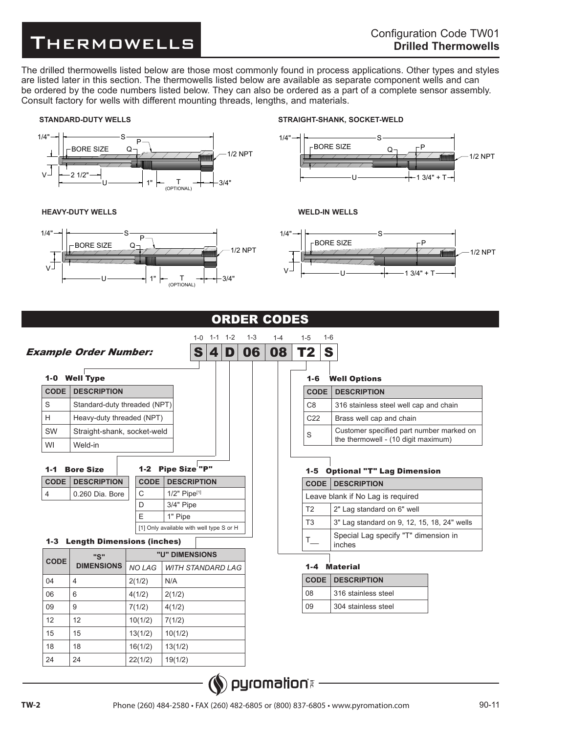# THERMOWELLS

Configuration Code TW01
**Drilled Thermowells**

The drilled thermowells listed below are those most commonly found in process applications. Other types and styles are listed later in this section. The thermowells listed below are available as separate component wells and can be ordered by the code numbers listed below. They can also be ordered as a part of a complete sensor assembly. Consult factory for wells with different mounting threads, lengths, and materials.

**STANDARD-DUTY WELLS**

1/4" S P BORE SIZE Q 1/2 NPT V 2 1/2" U 1" T (OPTIONAL) 3/4"

**STRAIGHT-SHANK, SOCKET-WELD**

1/4" S BORE SIZE Q P 1/2 NPT U 1 3/4" + T

**HEAVY-DUTY WELLS**

1/4" S P BORE SIZE Q 1/2 NPT V U 1" T (OPTIONAL) 3/4"

**WELD-IN WELLS**

1/4" S BORE SIZE P 1/2 NPT V U 1 3/4" + T

## ORDER CODES

***Example Order Number:***

| 1-0 | 1-1 | 1-2 | 1-3 | 1-4 | 1-5 | 1-6 |
|---|---|---|---|---|---|---|
| S | 4 | D | 06 | 08 | T2 | S |

### 1-0 Well Type

| CODE | DESCRIPTION |
|---|---|
| S | Standard-duty threaded (NPT) |
| H | Heavy-duty threaded (NPT) |
| SW | Straight-shank, socket-weld |
| WI | Weld-in |

### 1-1 Bore Size

| CODE | DESCRIPTION |
|---|---|
| 4 | 0.260 Dia. Bore |

### 1-2 Pipe Size "P"

| CODE | DESCRIPTION |
|---|---|
| C | 1/2" Pipe[1] |
| D | 3/4" Pipe |
| E | 1" Pipe |

[1] Only available with well type S or H

### 1-3 Length Dimensions (inches)

| CODE | "S" DIMENSIONS | "U" DIMENSIONS | |
|---|---|---|---|
| | | *NO LAG* | *WITH STANDARD LAG* |
| 04 | 4 | 2(1/2) | N/A |
| 06 | 6 | 4(1/2) | 2(1/2) |
| 09 | 9 | 7(1/2) | 4(1/2) |
| 12 | 12 | 10(1/2) | 7(1/2) |
| 15 | 15 | 13(1/2) | 10(1/2) |
| 18 | 18 | 16(1/2) | 13(1/2) |
| 24 | 24 | 22(1/2) | 19(1/2) |

### 1-4 Material

| CODE | DESCRIPTION |
|---|---|
| 08 | 316 stainless steel |
| 09 | 304 stainless steel |

### 1-5 Optional "T" Lag Dimension

| CODE | DESCRIPTION |
|---|---|
| Leave blank if No Lag is required | |
| T2 | 2" Lag standard on 6" well |
| T3 | 3" Lag standard on 9, 12, 15, 18, 24" wells |
| T__ | Special Lag specify "T" dimension in inches |

### 1-6 Well Options

| CODE | DESCRIPTION |
|---|---|
| C8 | 316 stainless steel well cap and chain |
| C22 | Brass well cap and chain |
| S | Customer specified part number marked on the thermowell - (10 digit maximum) |

pyromation inc.

Phone (260) 484-2580 • FAX (260) 482-6805 or (800) 837-6805 • www.pyromation.com

90-11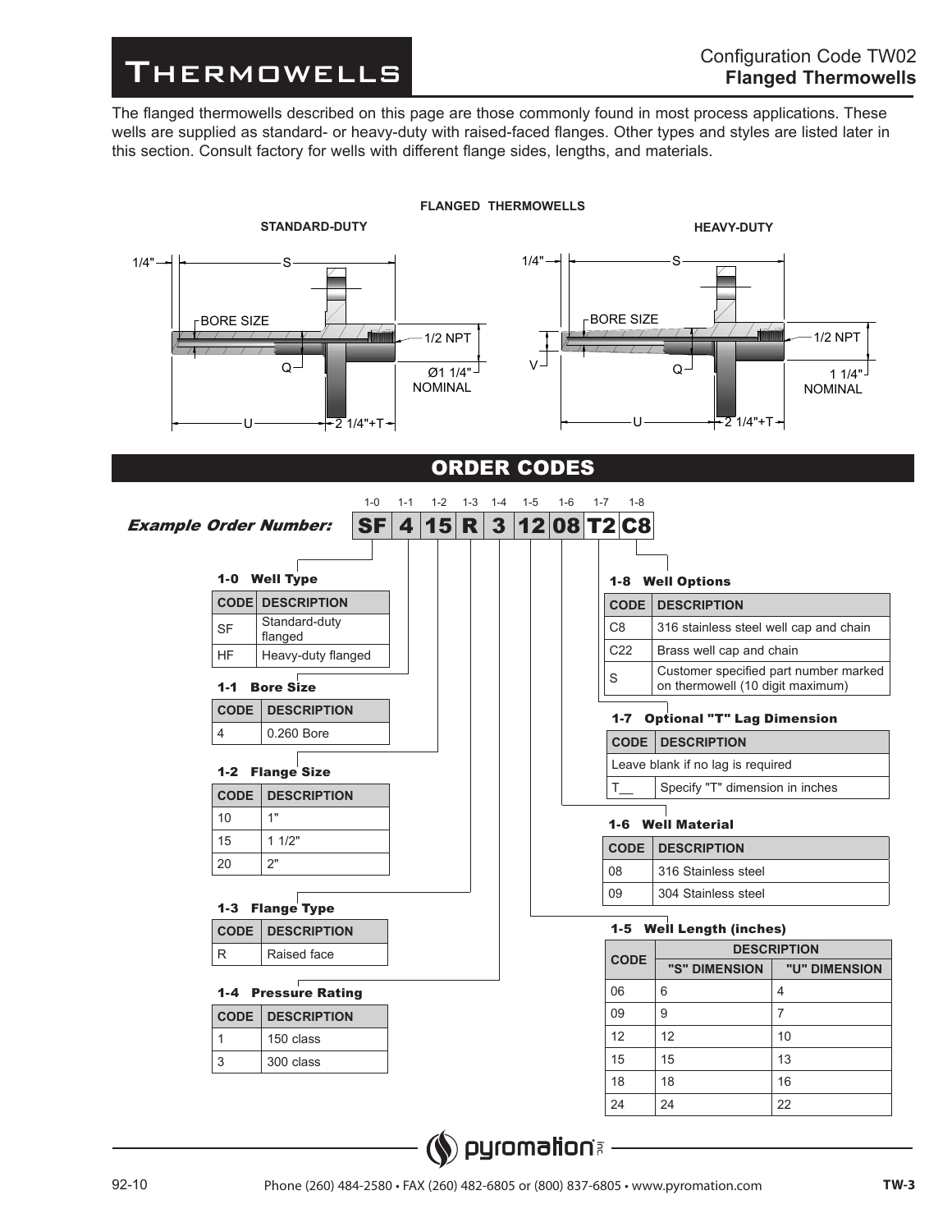# THERMOWELLS

Configuration Code TW02
**Flanged Thermowells**

The flanged thermowells described on this page are those commonly found in most process applications. These wells are supplied as standard- or heavy-duty with raised-faced flanges. Other types and styles are listed later in this section. Consult factory for wells with different flange sides, lengths, and materials.

**FLANGED THERMOWELLS**

STANDARD-DUTY

1/4"
S
BORE SIZE
1/2 NPT
Q
Ø1 1/4"
NOMINAL
U
2 1/4"+T

HEAVY-DUTY

1/4"
S
BORE SIZE
1/2 NPT
V
Q
1 1/4"
NOMINAL
U
2 1/4"+T

## ORDER CODES

***Example Order Number:***

| 1-0 | 1-1 | 1-2 | 1-3 | 1-4 | 1-5 | 1-6 | 1-7 | 1-8 |
|---|---|---|---|---|---|---|---|---|
| SF | 4 | 15 | R | 3 | 12 | 08 | T2 | C8 |

### 1-0 Well Type

| CODE | DESCRIPTION |
|---|---|
| SF | Standard-duty flanged |
| HF | Heavy-duty flanged |

### 1-1 Bore Size

| CODE | DESCRIPTION |
|---|---|
| 4 | 0.260 Bore |

### 1-2 Flange Size

| CODE | DESCRIPTION |
|---|---|
| 10 | 1" |
| 15 | 1 1/2" |
| 20 | 2" |

### 1-3 Flange Type

| CODE | DESCRIPTION |
|---|---|
| R | Raised face |

### 1-4 Pressure Rating

| CODE | DESCRIPTION |
|---|---|
| 1 | 150 class |
| 3 | 300 class |

### 1-5 Well Length (inches)

| CODE | DESCRIPTION | |
|---|---|---|
| | "S" DIMENSION | "U" DIMENSION |
| 06 | 6 | 4 |
| 09 | 9 | 7 |
| 12 | 12 | 10 |
| 15 | 15 | 13 |
| 18 | 18 | 16 |
| 24 | 24 | 22 |

### 1-6 Well Material

| CODE | DESCRIPTION |
|---|---|
| 08 | 316 Stainless steel |
| 09 | 304 Stainless steel |

### 1-7 Optional "T" Lag Dimension

| CODE | DESCRIPTION |
|---|---|
| Leave blank if no lag is required | |
| T__ | Specify "T" dimension in inches |

### 1-8 Well Options

| CODE | DESCRIPTION |
|---|---|
| C8 | 316 stainless steel well cap and chain |
| C22 | Brass well cap and chain |
| S | Customer specified part number marked on thermowell (10 digit maximum) |

pyromation inc.

92-10 Phone (260) 484-2580 • FAX (260) 482-6805 or (800) 837-6805 • www.pyromation.com